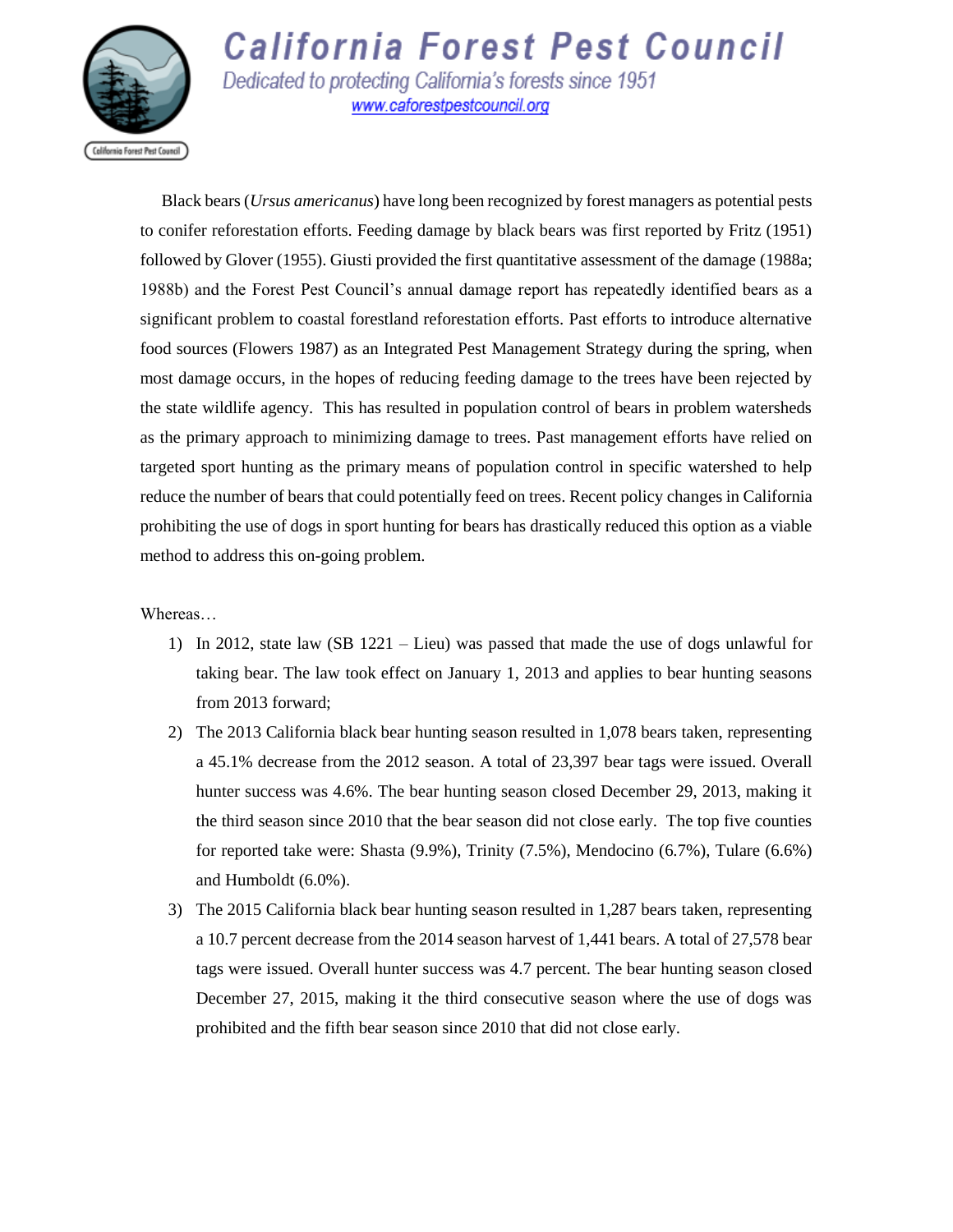# California Forest Pest Council

*Dedicated to protecting California's forests since 1951*

www.caforestpestcouncil.org

Black bears (*Ursus americanus*) have long been recognized by forest managers as potential pests to conifer reforestation efforts. Feeding damage by black bears was first reported by Fritz (1951) followed by Glover (1955). Giusti provided the first quantitative assessment of the damage (1988a; 1988b) and the Forest Pest Council's annual damage report has repeatedly identified bears as a significant problem to coastal forestland reforestation efforts. Past efforts to introduce alternative food sources (Flowers 1987) as an Integrated Pest Management Strategy during the spring, when most damage occurs, in the hopes of reducing feeding damage to the trees have been rejected by the state wildlife agency. This has resulted in population control of bears in problem watersheds as the primary approach to minimizing damage to trees. Past management efforts have relied on targeted sport hunting as the primary means of population control in specific watershed to help reduce the number of bears that could potentially feed on trees. Recent policy changes in California prohibiting the use of dogs in sport hunting for bears has drastically reduced this option as a viable method to address this on-going problem.

Whereas…

1) In 2012, state law (SB 1221 – Lieu) was passed that made the use of dogs unlawful for taking bear. The law took effect on January 1, 2013 and applies to bear hunting seasons from 2013 forward;
2) The 2013 California black bear hunting season resulted in 1,078 bears taken, representing a 45.1% decrease from the 2012 season. A total of 23,397 bear tags were issued. Overall hunter success was 4.6%. The bear hunting season closed December 29, 2013, making it the third season since 2010 that the bear season did not close early. The top five counties for reported take were: Shasta (9.9%), Trinity (7.5%), Mendocino (6.7%), Tulare (6.6%) and Humboldt (6.0%).
3) The 2015 California black bear hunting season resulted in 1,287 bears taken, representing a 10.7 percent decrease from the 2014 season harvest of 1,441 bears. A total of 27,578 bear tags were issued. Overall hunter success was 4.7 percent. The bear hunting season closed December 27, 2015, making it the third consecutive season where the use of dogs was prohibited and the fifth bear season since 2010 that did not close early.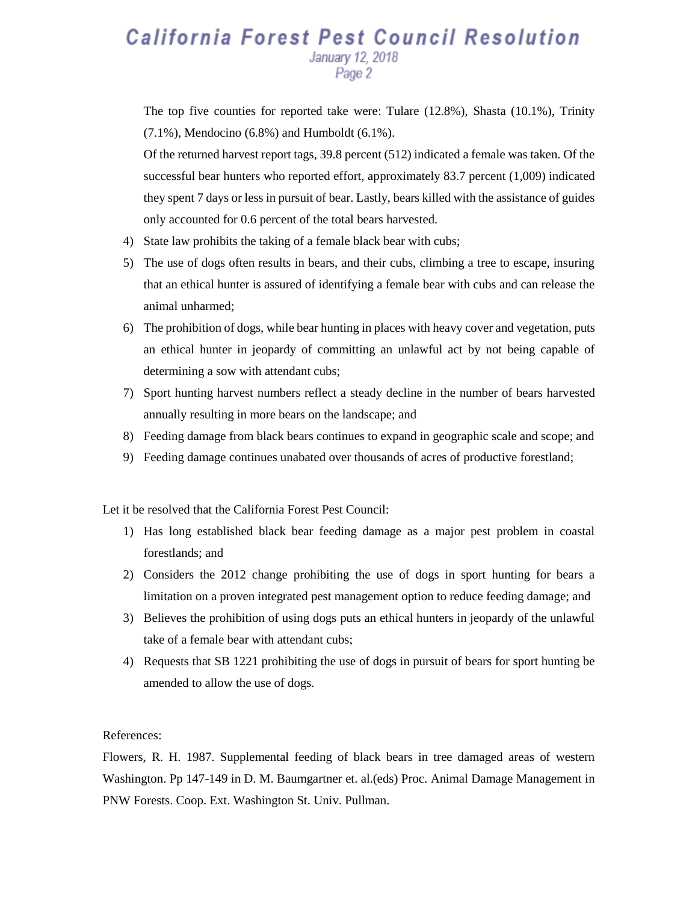The top five counties for reported take were: Tulare (12.8%), Shasta (10.1%), Trinity (7.1%), Mendocino (6.8%) and Humboldt (6.1%).

Of the returned harvest report tags, 39.8 percent (512) indicated a female was taken. Of the successful bear hunters who reported effort, approximately 83.7 percent (1,009) indicated they spent 7 days or less in pursuit of bear. Lastly, bears killed with the assistance of guides only accounted for 0.6 percent of the total bears harvested.

4) State law prohibits the taking of a female black bear with cubs;
5) The use of dogs often results in bears, and their cubs, climbing a tree to escape, insuring that an ethical hunter is assured of identifying a female bear with cubs and can release the animal unharmed;
6) The prohibition of dogs, while bear hunting in places with heavy cover and vegetation, puts an ethical hunter in jeopardy of committing an unlawful act by not being capable of determining a sow with attendant cubs;
7) Sport hunting harvest numbers reflect a steady decline in the number of bears harvested annually resulting in more bears on the landscape; and
8) Feeding damage from black bears continues to expand in geographic scale and scope; and
9) Feeding damage continues unabated over thousands of acres of productive forestland;

Let it be resolved that the California Forest Pest Council:

1) Has long established black bear feeding damage as a major pest problem in coastal forestlands; and
2) Considers the 2012 change prohibiting the use of dogs in sport hunting for bears a limitation on a proven integrated pest management option to reduce feeding damage; and
3) Believes the prohibition of using dogs puts an ethical hunters in jeopardy of the unlawful take of a female bear with attendant cubs;
4) Requests that SB 1221 prohibiting the use of dogs in pursuit of bears for sport hunting be amended to allow the use of dogs.

References:

Flowers, R. H. 1987. Supplemental feeding of black bears in tree damaged areas of western Washington. Pp 147-149 in D. M. Baumgartner et. al.(eds) Proc. Animal Damage Management in PNW Forests. Coop. Ext. Washington St. Univ. Pullman.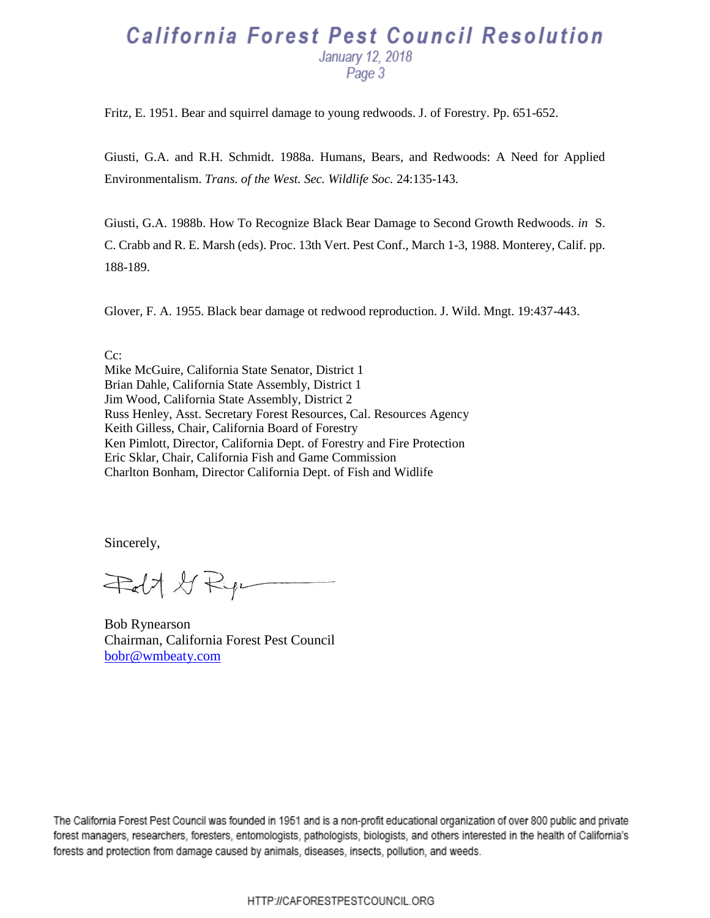Fritz, E. 1951. Bear and squirrel damage to young redwoods. J. of Forestry. Pp. 651-652.

Giusti, G.A. and R.H. Schmidt. 1988a. Humans, Bears, and Redwoods: A Need for Applied Environmentalism. *Trans. of the West. Sec. Wildlife Soc.* 24:135-143.

Giusti, G.A. 1988b. How To Recognize Black Bear Damage to Second Growth Redwoods. *in* S. C. Crabb and R. E. Marsh (eds). Proc. 13th Vert. Pest Conf., March 1-3, 1988. Monterey, Calif. pp. 188-189.

Glover, F. A. 1955. Black bear damage ot redwood reproduction. J. Wild. Mngt. 19:437-443.

Cc:
Mike McGuire, California State Senator, District 1
Brian Dahle, California State Assembly, District 1
Jim Wood, California State Assembly, District 2
Russ Henley, Asst. Secretary Forest Resources, Cal. Resources Agency
Keith Gilless, Chair, California Board of Forestry
Ken Pimlott, Director, California Dept. of Forestry and Fire Protection
Eric Sklar, Chair, California Fish and Game Commission
Charlton Bonham, Director California Dept. of Fish and Widlife

Sincerely,

Bob Rynearson
Chairman, California Forest Pest Council
bobr@wmbeaty.com

The California Forest Pest Council was founded in 1951 and is a non-profit educational organization of over 800 public and private forest managers, researchers, foresters, entomologists, pathologists, biologists, and others interested in the health of California's forests and protection from damage caused by animals, diseases, insects, pollution, and weeds.

HTTP://CAFORESTPESTCOUNCIL.ORG